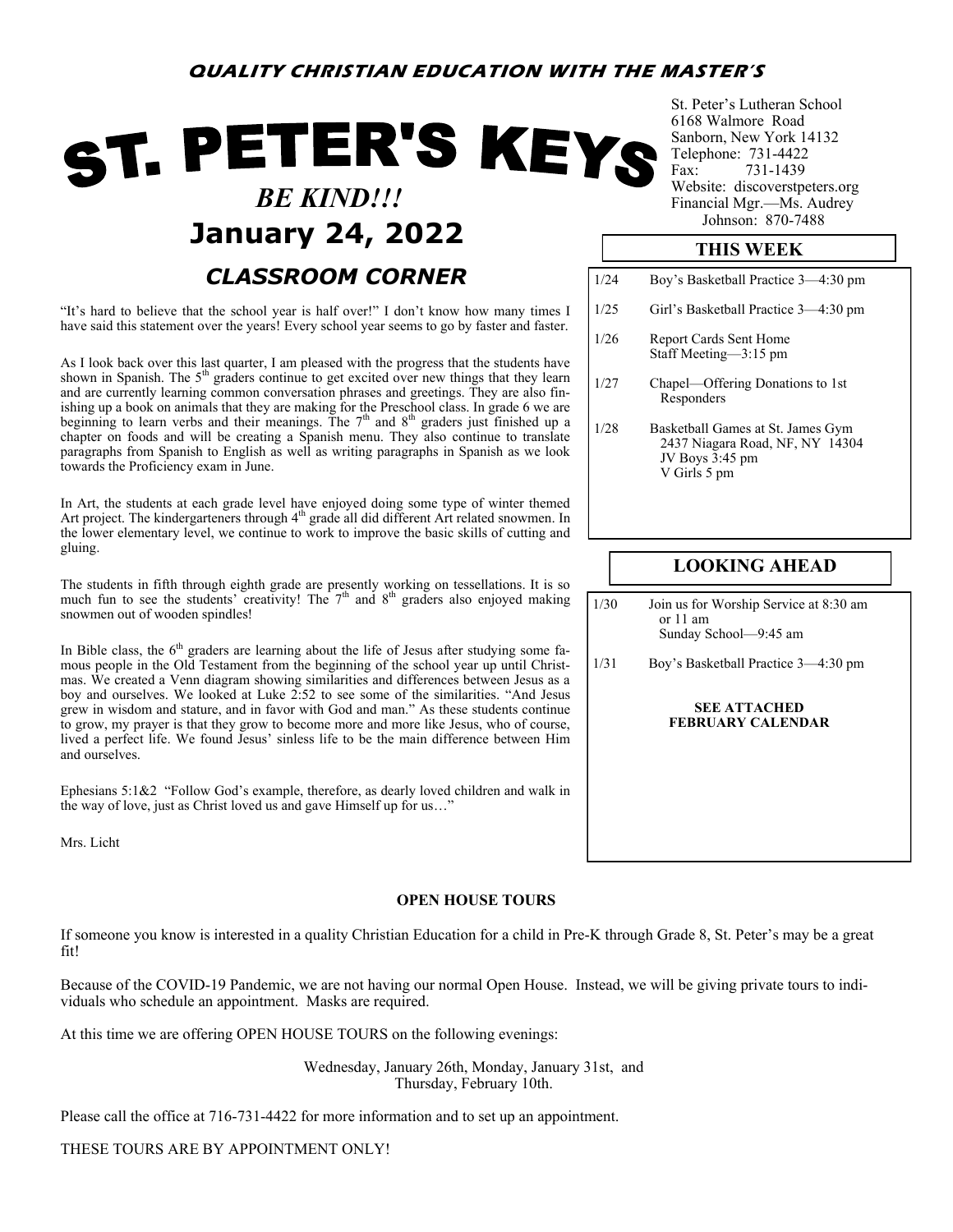**QUALITY CHRISTIAN EDUCATION WITH THE MASTER'S**

# ST. PETER'S KEYS

***BE KIND!!!***

## January 24, 2022

St. Peter's Lutheran School
6168 Walmore Road
Sanborn, New York 14132
Telephone: 731-4422
Fax: 731-1439
Website: discoverstpeters.org
Financial Mgr.—Ms. Audrey Johnson: 870-7488

## *CLASSROOM CORNER*

"It's hard to believe that the school year is half over!" I don't know how many times I have said this statement over the years! Every school year seems to go by faster and faster.

As I look back over this last quarter, I am pleased with the progress that the students have shown in Spanish. The 5th graders continue to get excited over new things that they learn and are currently learning common conversation phrases and greetings. They are also finishing up a book on animals that they are making for the Preschool class. In grade 6 we are beginning to learn verbs and their meanings. The 7th and 8th graders just finished up a chapter on foods and will be creating a Spanish menu. They also continue to translate paragraphs from Spanish to English as well as writing paragraphs in Spanish as we look towards the Proficiency exam in June.

In Art, the students at each grade level have enjoyed doing some type of winter themed Art project. The kindergarteners through 4th grade all did different Art related snowmen. In the lower elementary level, we continue to work to improve the basic skills of cutting and gluing.

The students in fifth through eighth grade are presently working on tessellations. It is so much fun to see the students' creativity! The 7th and 8th graders also enjoyed making snowmen out of wooden spindles!

In Bible class, the 6th graders are learning about the life of Jesus after studying some famous people in the Old Testament from the beginning of the school year up until Christmas. We created a Venn diagram showing similarities and differences between Jesus as a boy and ourselves. We looked at Luke 2:52 to see some of the similarities. "And Jesus grew in wisdom and stature, and in favor with God and man." As these students continue to grow, my prayer is that they grow to become more and more like Jesus, who of course, lived a perfect life. We found Jesus' sinless life to be the main difference between Him and ourselves.

Ephesians 5:1&2 "Follow God's example, therefore, as dearly loved children and walk in the way of love, just as Christ loved us and gave Himself up for us…"

Mrs. Licht

## THIS WEEK

| | |
|---|---|
| 1/24 | Boy's Basketball Practice 3—4:30 pm |
| 1/25 | Girl's Basketball Practice 3—4:30 pm |
| 1/26 | Report Cards Sent Home<br>Staff Meeting—3:15 pm |
| 1/27 | Chapel—Offering Donations to 1st Responders |
| 1/28 | Basketball Games at St. James Gym<br>2437 Niagara Road, NF, NY 14304<br>JV Boys 3:45 pm<br>V Girls 5 pm |

## LOOKING AHEAD

| | |
|---|---|
| 1/30 | Join us for Worship Service at 8:30 am or 11 am<br>Sunday School—9:45 am |
| 1/31 | Boy's Basketball Practice 3—4:30 pm |

**SEE ATTACHED FEBRUARY CALENDAR**

**OPEN HOUSE TOURS**

If someone you know is interested in a quality Christian Education for a child in Pre-K through Grade 8, St. Peter's may be a great fit!

Because of the COVID-19 Pandemic, we are not having our normal Open House. Instead, we will be giving private tours to individuals who schedule an appointment. Masks are required.

At this time we are offering OPEN HOUSE TOURS on the following evenings:

Wednesday, January 26th, Monday, January 31st, and Thursday, February 10th.

Please call the office at 716-731-4422 for more information and to set up an appointment.

THESE TOURS ARE BY APPOINTMENT ONLY!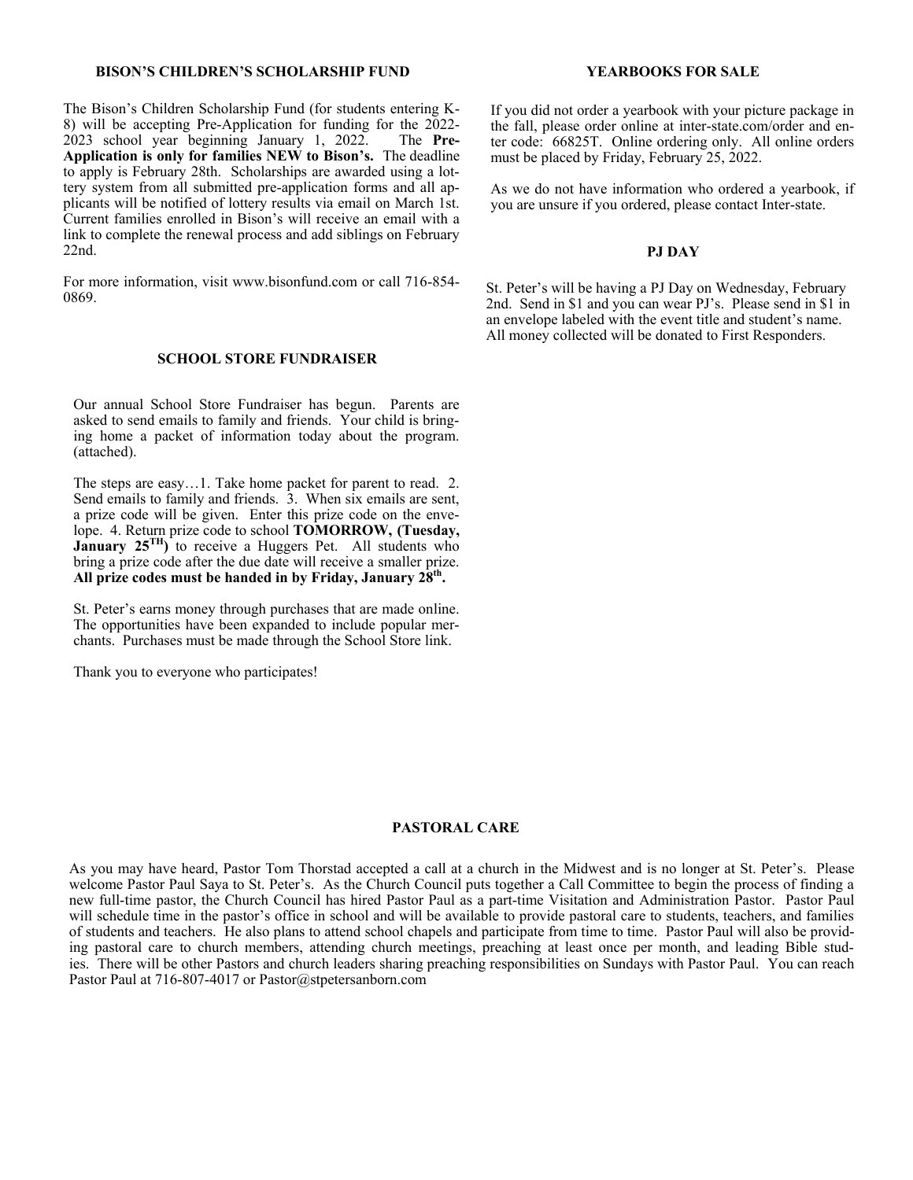## BISON'S CHILDREN'S SCHOLARSHIP FUND

The Bison's Children Scholarship Fund (for students entering K-8) will be accepting Pre-Application for funding for the 2022-2023 school year beginning January 1, 2022. The **Pre-Application is only for families NEW to Bison's.** The deadline to apply is February 28th. Scholarships are awarded using a lottery system from all submitted pre-application forms and all applicants will be notified of lottery results via email on March 1st. Current families enrolled in Bison's will receive an email with a link to complete the renewal process and add siblings on February 22nd.

For more information, visit www.bisonfund.com or call 716-854-0869.

## SCHOOL STORE FUNDRAISER

Our annual School Store Fundraiser has begun. Parents are asked to send emails to family and friends. Your child is bringing home a packet of information today about the program. (attached).

The steps are easy…1. Take home packet for parent to read. 2. Send emails to family and friends. 3. When six emails are sent, a prize code will be given. Enter this prize code on the envelope. 4. Return prize code to school **TOMORROW, (Tuesday, January 25TH)** to receive a Huggers Pet. All students who bring a prize code after the due date will receive a smaller prize. **All prize codes must be handed in by Friday, January 28th.**

St. Peter's earns money through purchases that are made online. The opportunities have been expanded to include popular merchants. Purchases must be made through the School Store link.

Thank you to everyone who participates!

## YEARBOOKS FOR SALE

If you did not order a yearbook with your picture package in the fall, please order online at inter-state.com/order and enter code: 66825T. Online ordering only. All online orders must be placed by Friday, February 25, 2022.

As we do not have information who ordered a yearbook, if you are unsure if you ordered, please contact Inter-state.

## PJ DAY

St. Peter's will be having a PJ Day on Wednesday, February 2nd. Send in $1 and you can wear PJ's. Please send in $1 in an envelope labeled with the event title and student's name. All money collected will be donated to First Responders.

## PASTORAL CARE

As you may have heard, Pastor Tom Thorstad accepted a call at a church in the Midwest and is no longer at St. Peter's. Please welcome Pastor Paul Saya to St. Peter's. As the Church Council puts together a Call Committee to begin the process of finding a new full-time pastor, the Church Council has hired Pastor Paul as a part-time Visitation and Administration Pastor. Pastor Paul will schedule time in the pastor's office in school and will be available to provide pastoral care to students, teachers, and families of students and teachers. He also plans to attend school chapels and participate from time to time. Pastor Paul will also be providing pastoral care to church members, attending church meetings, preaching at least once per month, and leading Bible studies. There will be other Pastors and church leaders sharing preaching responsibilities on Sundays with Pastor Paul. You can reach Pastor Paul at 716-807-4017 or Pastor@stpetersanborn.com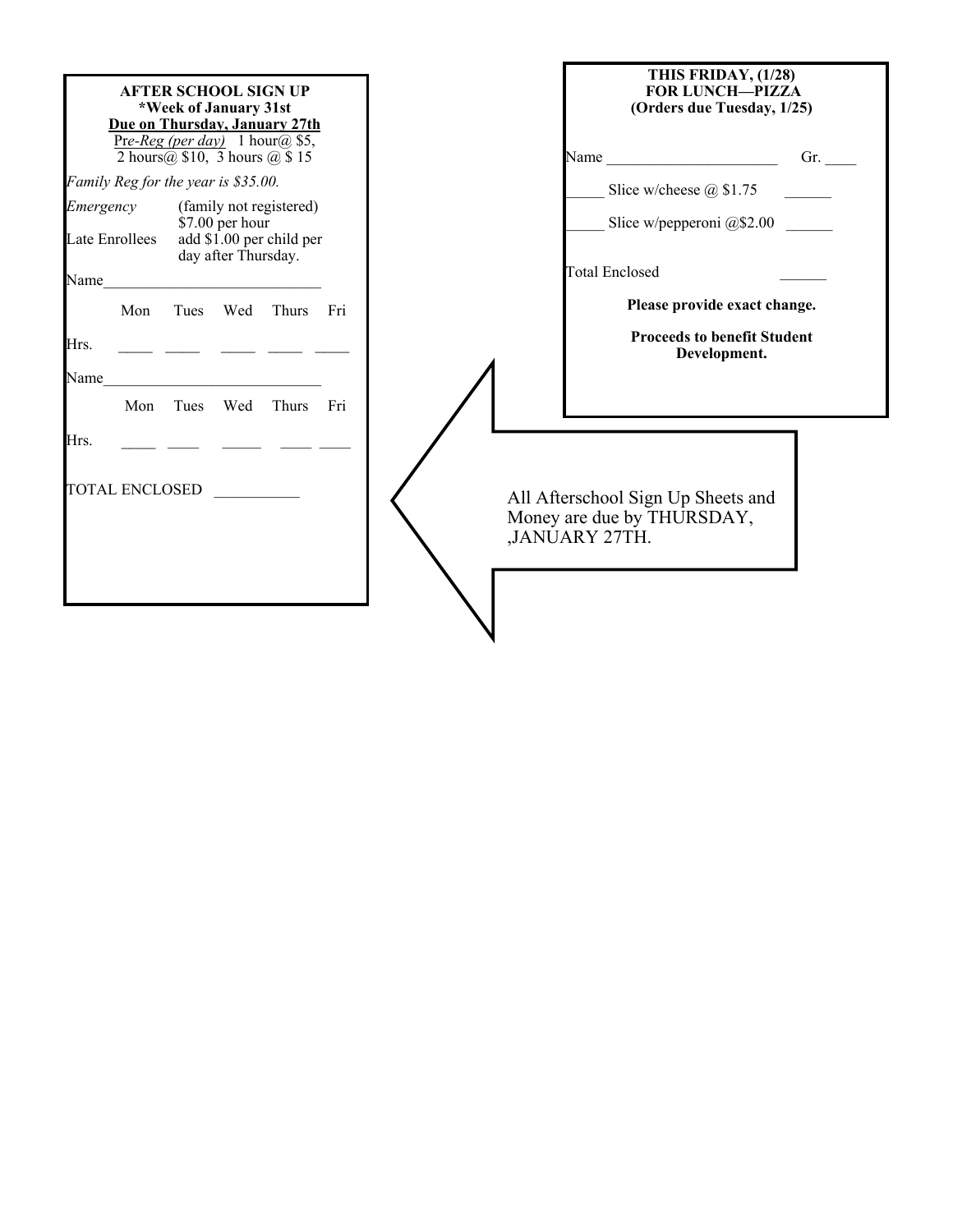**AFTER SCHOOL SIGN UP**
***Week of January 31st**
**Due on Thursday, January 27th**

*Pre-Reg (per day)* 1 hour@ $5, 2 hours@ $10, 3 hours @ $ 15

*Family Reg for the year is $35.00.*

*Emergency* (family not registered) $7.00 per hour

Late Enrollees add $1.00 per child per day after Thursday.

Name____________________________

| | Mon | Tues | Wed | Thurs | Fri |
|---|---|---|---|---|---|
| Hrs. | ____ | ____ | ____ | ____ | ____ |

Name____________________________

| | Mon | Tues | Wed | Thurs | Fri |
|---|---|---|---|---|---|
| Hrs. | ____ | ____ | _____ | ____ | ____ |

TOTAL ENCLOSED ___________

---

**THIS FRIDAY, (1/28)**
**FOR LUNCH—PIZZA**
**(Orders due Tuesday, 1/25)**

Name ______________________ Gr. ____

_____ Slice w/cheese @ $1.75 ______

_____ Slice w/pepperoni @$2.00 ______

Total Enclosed ______

**Please provide exact change.**

**Proceeds to benefit Student Development.**

---

All Afterschool Sign Up Sheets and Money are due by THURSDAY, ,JANUARY 27TH.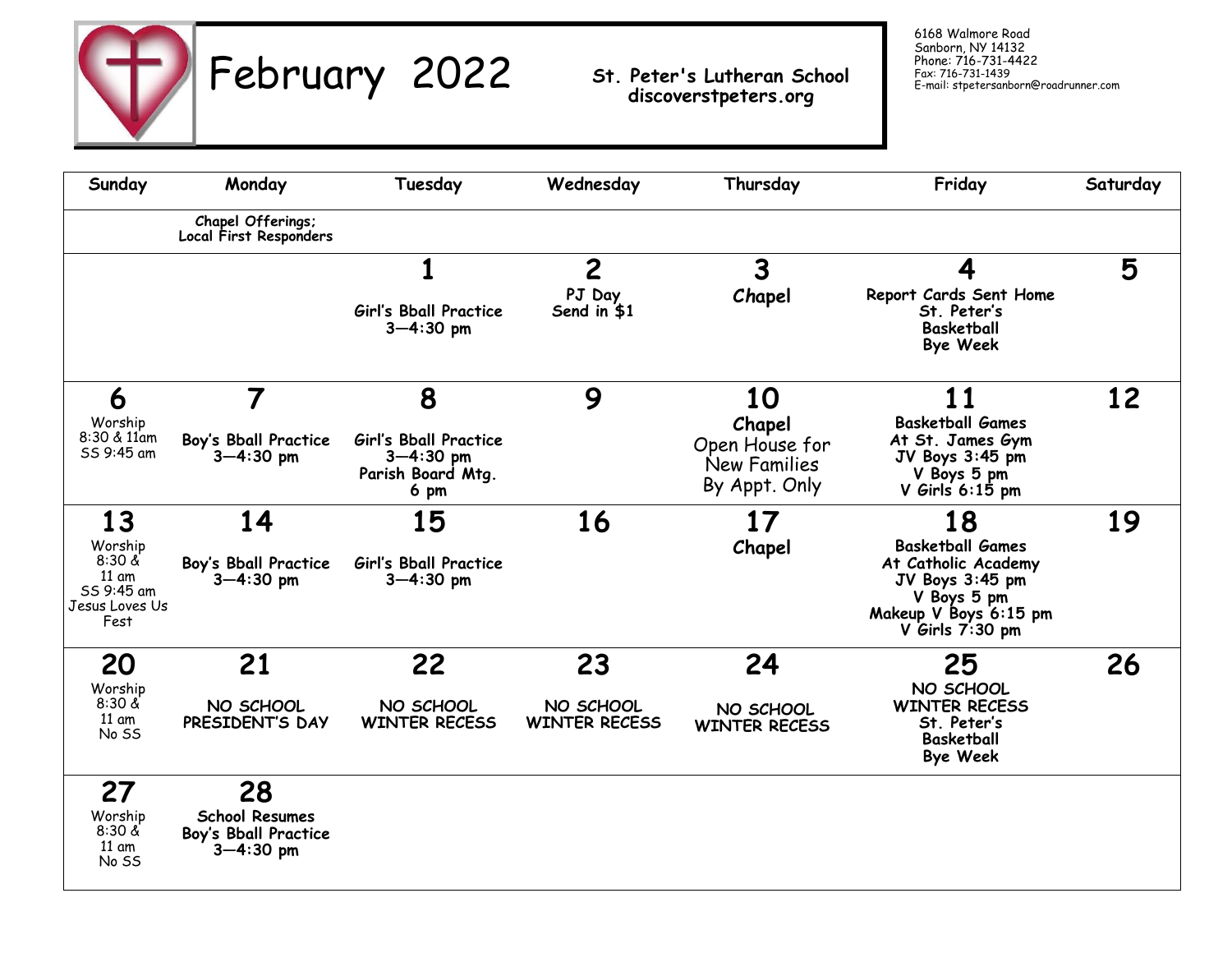# February 2022

**St. Peter's Lutheran School**
**discoverstpeters.org**

6168 Walmore Road
Sanborn, NY 14132
Phone: 716-731-4422
Fax: 716-731-1439
E-mail: stpetersanborn@roadrunner.com

| Sunday | Monday | Tuesday | Wednesday | Thursday | Friday | Saturday |
|---|---|---|---|---|---|---|
| | Chapel Offerings; Local First Responders | | | | | |
| | | **1** Girl's Bball Practice 3—4:30 pm | **2** PJ Day Send in $1 | **3** Chapel | **4** Report Cards Sent Home St. Peter's Basketball Bye Week | **5** |
| **6** Worship 8:30 & 11am SS 9:45 am | **7** Boy's Bball Practice 3—4:30 pm | **8** Girl's Bball Practice 3—4:30 pm Parish Board Mtg. 6 pm | **9** | **10** Chapel Open House for New Families By Appt. Only | **11** Basketball Games At St. James Gym JV Boys 3:45 pm V Boys 5 pm V Girls 6:15 pm | **12** |
| **13** Worship 8:30 & 11 am SS 9:45 am Jesus Loves Us Fest | **14** Boy's Bball Practice 3—4:30 pm | **15** Girl's Bball Practice 3—4:30 pm | **16** | **17** Chapel | **18** Basketball Games At Catholic Academy JV Boys 3:45 pm V Boys 5 pm Makeup V Boys 6:15 pm V Girls 7:30 pm | **19** |
| **20** Worship 8:30 & 11 am No SS | **21** NO SCHOOL PRESIDENT'S DAY | **22** NO SCHOOL WINTER RECESS | **23** NO SCHOOL WINTER RECESS | **24** NO SCHOOL WINTER RECESS | **25** NO SCHOOL WINTER RECESS St. Peter's Basketball Bye Week | **26** |
| **27** Worship 8:30 & 11 am No SS | **28** School Resumes Boy's Bball Practice 3—4:30 pm | | | | | |